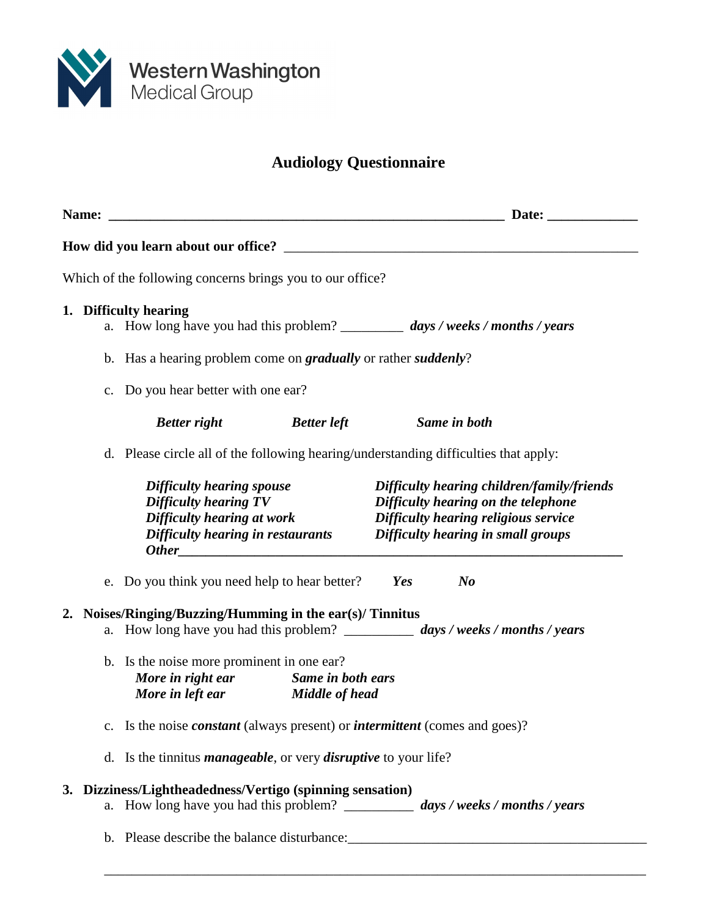Western Washington Medical Group

# Audiology Questionnaire

**Name:** ____________________________________________________________ **Date:** _____________

**How did you learn about our office?** _____________________________________________________

Which of the following concerns brings you to our office?

1. **Difficulty hearing**
   a. How long have you had this problem? _________ ***days / weeks / months / years***

   b. Has a hearing problem come on ***gradually*** or rather ***suddenly***?

   c. Do you hear better with one ear?

   ***Better right*** ***Better left*** ***Same in both***

   d. Please circle all of the following hearing/understanding difficulties that apply:

   ***Difficulty hearing spouse***
   ***Difficulty hearing TV***
   ***Difficulty hearing at work***
   ***Difficulty hearing in restaurants***
   ***Difficulty hearing children/family/friends***
   ***Difficulty hearing on the telephone***
   ***Difficulty hearing religious service***
   ***Difficulty hearing in small groups***
   ***Other*****_____________________________________________________________**

   e. Do you think you need help to hear better? ***Yes*** ***No***

2. **Noises/Ringing/Buzzing/Humming in the ear(s)/ Tinnitus**
   a. How long have you had this problem? __________ ***days / weeks / months / years***

   b. Is the noise more prominent in one ear?
   ***More in right ear*** ***Same in both ears***
   ***More in left ear*** ***Middle of head***

   c. Is the noise ***constant*** (always present) or ***intermittent*** (comes and goes)?

   d. Is the tinnitus ***manageable***, or very ***disruptive*** to your life?

3. **Dizziness/Lightheadedness/Vertigo (spinning sensation)**
   a. How long have you had this problem? __________ ***days / weeks / months / years***

   b. Please describe the balance disturbance:___________________________________________

   ________________________________________________________________________________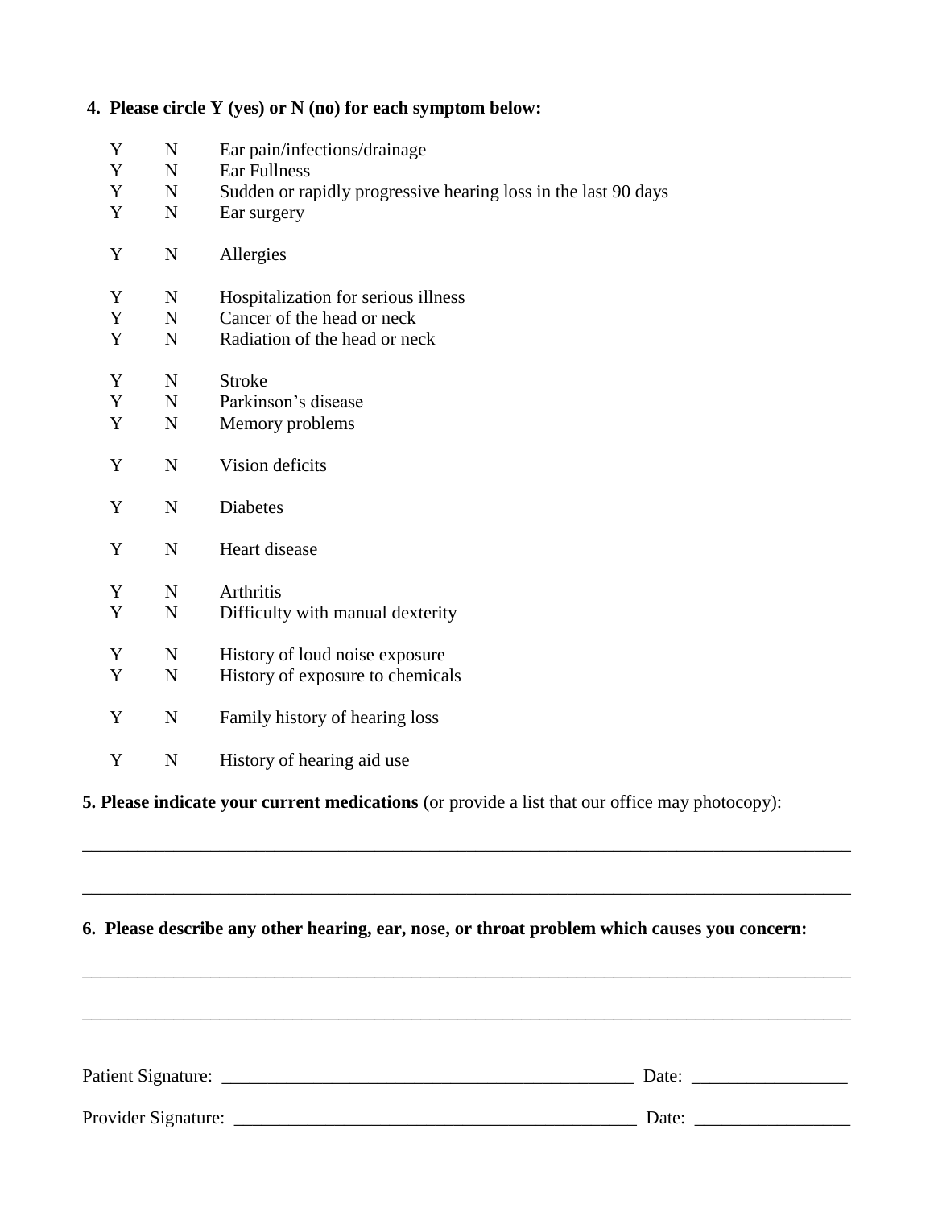**4. Please circle Y (yes) or N (no) for each symptom below:**

Y N Ear pain/infections/drainage
Y N Ear Fullness
Y N Sudden or rapidly progressive hearing loss in the last 90 days
Y N Ear surgery

Y N Allergies

Y N Hospitalization for serious illness
Y N Cancer of the head or neck
Y N Radiation of the head or neck

Y N Stroke
Y N Parkinson's disease
Y N Memory problems

Y N Vision deficits

Y N Diabetes

Y N Heart disease

Y N Arthritis
Y N Difficulty with manual dexterity

Y N History of loud noise exposure
Y N History of exposure to chemicals

Y N Family history of hearing loss

Y N History of hearing aid use

**5. Please indicate your current medications** (or provide a list that our office may photocopy):

_______________________________________________________________________________

_______________________________________________________________________________

**6. Please describe any other hearing, ear, nose, or throat problem which causes you concern:**

_______________________________________________________________________________

_______________________________________________________________________________

Patient Signature: _____________________________________________ Date: _________________

Provider Signature: ____________________________________________ Date: _________________